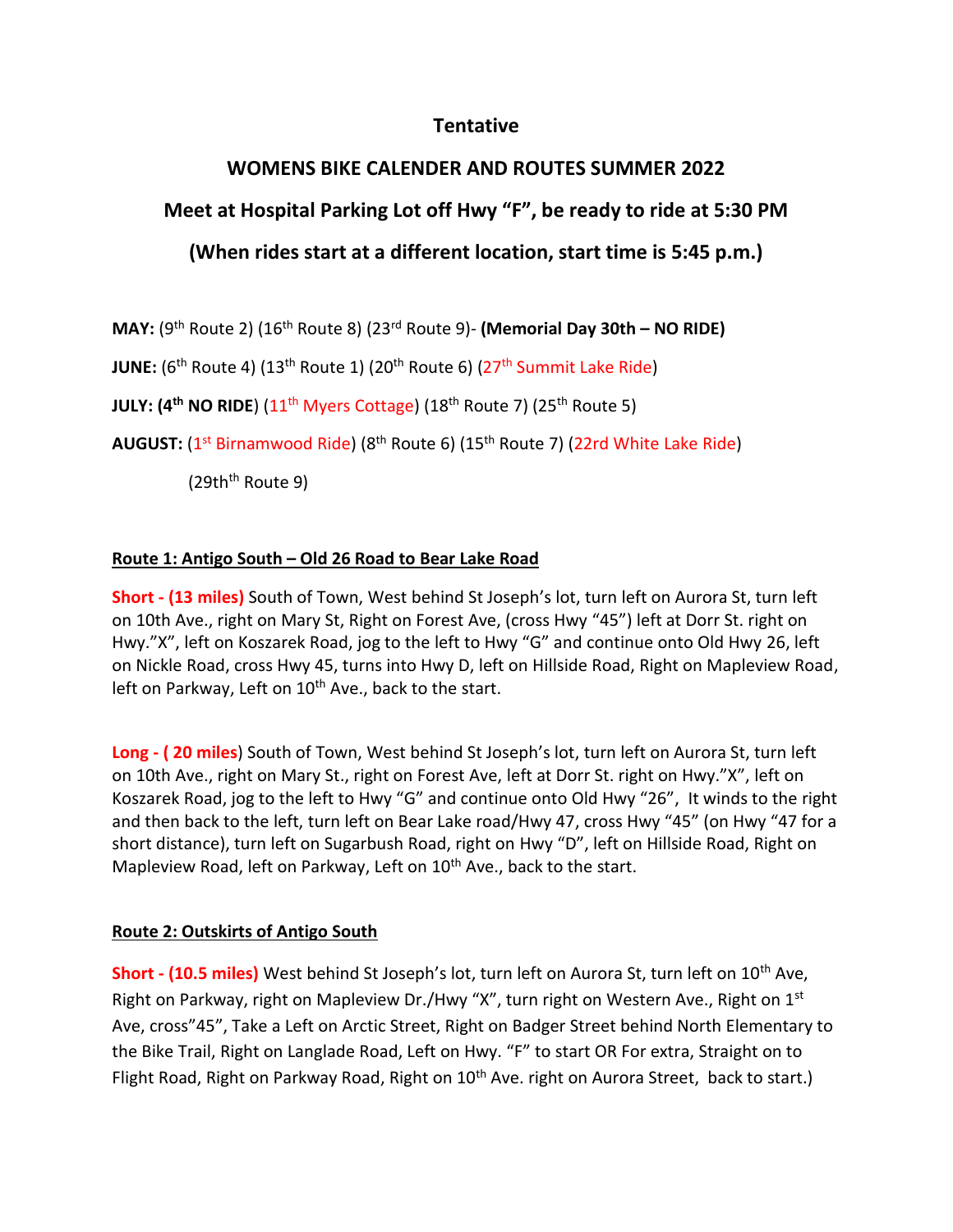## Tentative

## WOMENS BIKE CALENDER AND ROUTES SUMMER 2022

## Meet at Hospital Parking Lot off Hwy "F", be ready to ride at 5:30 PM

## (When rides start at a different location, start time is 5:45 p.m.)

**MAY:** (9th Route 2) (16th Route 8) (23rd Route 9)- **(Memorial Day 30th – NO RIDE)**

**JUNE:** (6th Route 4) (13th Route 1) (20th Route 6) (27th Summit Lake Ride)

**JULY:** **(4th NO RIDE)** (11th Myers Cottage) (18th Route 7) (25th Route 5)

**AUGUST:** (1st Birnamwood Ride) (8th Route 6) (15th Route 7) (22rd White Lake Ride)

(29thth Route 9)

### Route 1: Antigo South – Old 26 Road to Bear Lake Road

**Short - (13 miles)** South of Town, West behind St Joseph's lot, turn left on Aurora St, turn left on 10th Ave., right on Mary St, Right on Forest Ave, (cross Hwy "45") left at Dorr St. right on Hwy."X", left on Koszarek Road, jog to the left to Hwy "G" and continue onto Old Hwy 26, left on Nickle Road, cross Hwy 45, turns into Hwy D, left on Hillside Road, Right on Mapleview Road, left on Parkway, Left on 10th Ave., back to the start.

**Long - ( 20 miles**) South of Town, West behind St Joseph's lot, turn left on Aurora St, turn left on 10th Ave., right on Mary St., right on Forest Ave, left at Dorr St. right on Hwy."X", left on Koszarek Road, jog to the left to Hwy "G" and continue onto Old Hwy "26", It winds to the right and then back to the left, turn left on Bear Lake road/Hwy 47, cross Hwy "45" (on Hwy "47 for a short distance), turn left on Sugarbush Road, right on Hwy "D", left on Hillside Road, Right on Mapleview Road, left on Parkway, Left on 10th Ave., back to the start.

### Route 2: Outskirts of Antigo South

**Short - (10.5 miles)** West behind St Joseph's lot, turn left on Aurora St, turn left on 10th Ave, Right on Parkway, right on Mapleview Dr./Hwy "X", turn right on Western Ave., Right on 1st Ave, cross"45", Take a Left on Arctic Street, Right on Badger Street behind North Elementary to the Bike Trail, Right on Langlade Road, Left on Hwy. "F" to start OR For extra, Straight on to Flight Road, Right on Parkway Road, Right on 10th Ave. right on Aurora Street, back to start.)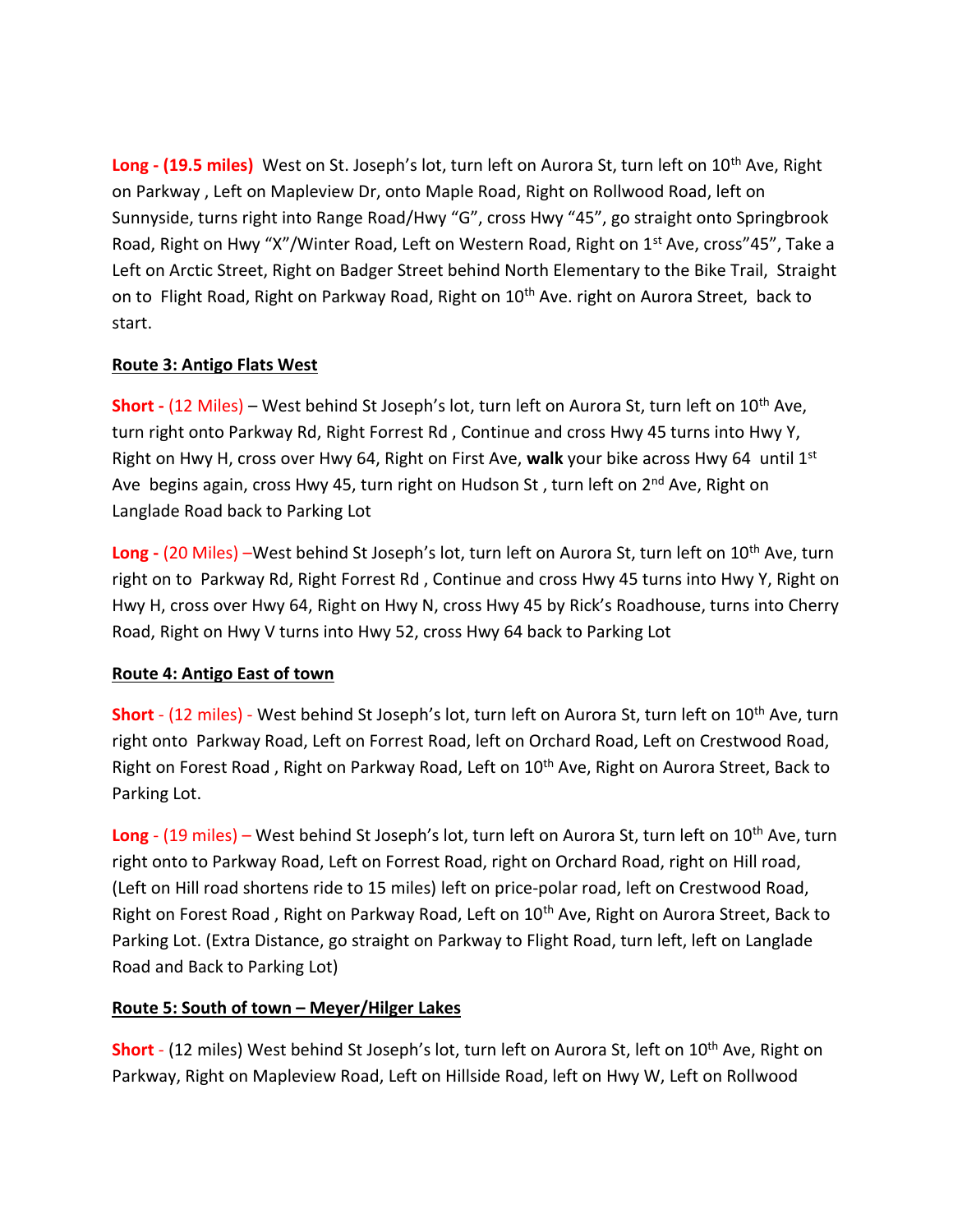**Long - (19.5 miles)** West on St. Joseph's lot, turn left on Aurora St, turn left on 10th Ave, Right on Parkway , Left on Mapleview Dr, onto Maple Road, Right on Rollwood Road, left on Sunnyside, turns right into Range Road/Hwy "G", cross Hwy "45", go straight onto Springbrook Road, Right on Hwy "X"/Winter Road, Left on Western Road, Right on 1st Ave, cross"45", Take a Left on Arctic Street, Right on Badger Street behind North Elementary to the Bike Trail, Straight on to Flight Road, Right on Parkway Road, Right on 10th Ave. right on Aurora Street, back to start.

## Route 3: Antigo Flats West

**Short -** (12 Miles) – West behind St Joseph's lot, turn left on Aurora St, turn left on 10th Ave, turn right onto Parkway Rd, Right Forrest Rd , Continue and cross Hwy 45 turns into Hwy Y, Right on Hwy H, cross over Hwy 64, Right on First Ave, **walk** your bike across Hwy 64 until 1st Ave begins again, cross Hwy 45, turn right on Hudson St , turn left on 2nd Ave, Right on Langlade Road back to Parking Lot

**Long -** (20 Miles) –West behind St Joseph's lot, turn left on Aurora St, turn left on 10th Ave, turn right on to Parkway Rd, Right Forrest Rd , Continue and cross Hwy 45 turns into Hwy Y, Right on Hwy H, cross over Hwy 64, Right on Hwy N, cross Hwy 45 by Rick's Roadhouse, turns into Cherry Road, Right on Hwy V turns into Hwy 52, cross Hwy 64 back to Parking Lot

## Route 4: Antigo East of town

**Short** - (12 miles) - West behind St Joseph's lot, turn left on Aurora St, turn left on 10th Ave, turn right onto Parkway Road, Left on Forrest Road, left on Orchard Road, Left on Crestwood Road, Right on Forest Road , Right on Parkway Road, Left on 10th Ave, Right on Aurora Street, Back to Parking Lot.

**Long** - (19 miles) – West behind St Joseph's lot, turn left on Aurora St, turn left on 10th Ave, turn right onto to Parkway Road, Left on Forrest Road, right on Orchard Road, right on Hill road, (Left on Hill road shortens ride to 15 miles) left on price-polar road, left on Crestwood Road, Right on Forest Road , Right on Parkway Road, Left on 10th Ave, Right on Aurora Street, Back to Parking Lot. (Extra Distance, go straight on Parkway to Flight Road, turn left, left on Langlade Road and Back to Parking Lot)

## Route 5: South of town – Meyer/Hilger Lakes

**Short** - (12 miles) West behind St Joseph's lot, turn left on Aurora St, left on 10th Ave, Right on Parkway, Right on Mapleview Road, Left on Hillside Road, left on Hwy W, Left on Rollwood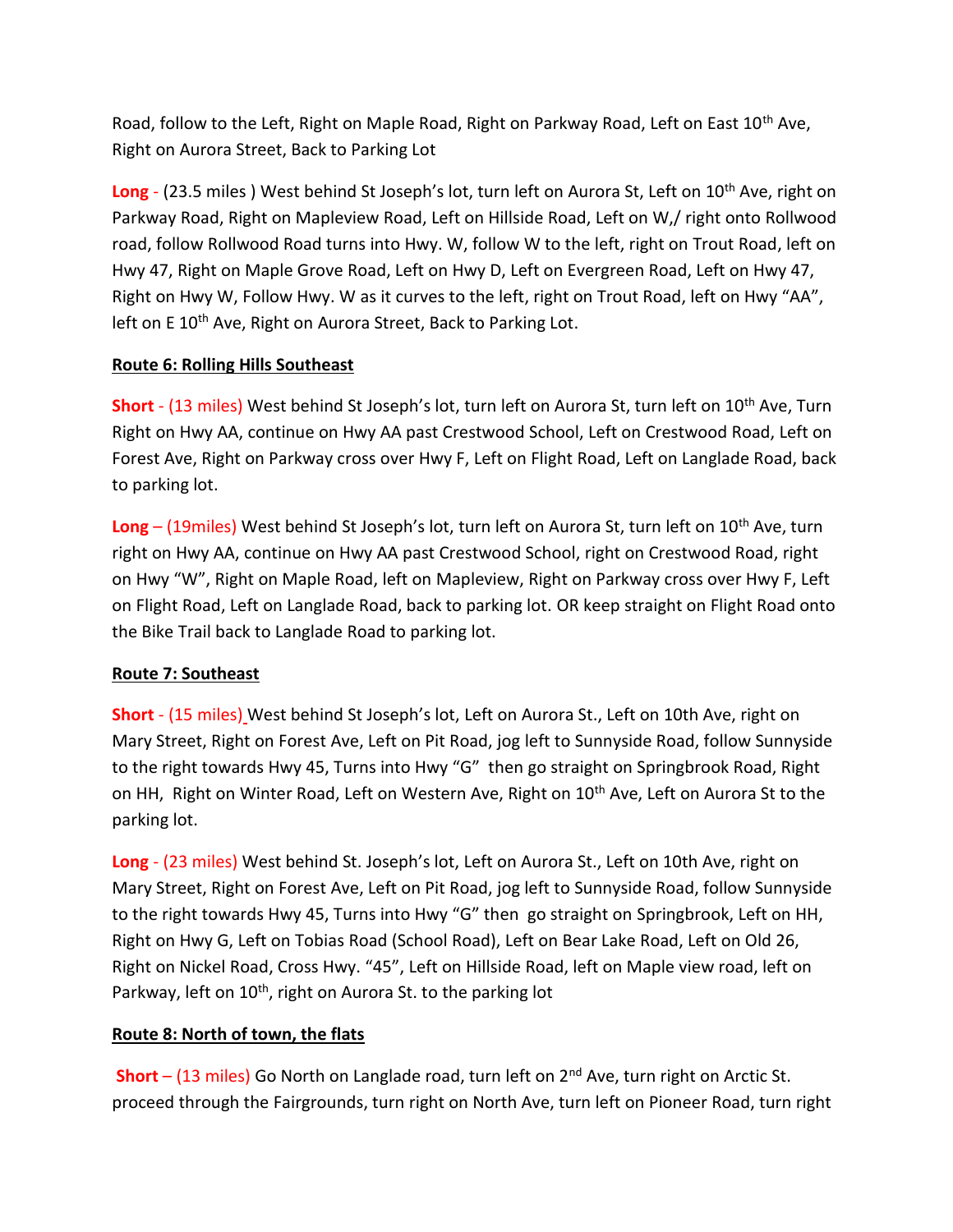Road, follow to the Left, Right on Maple Road, Right on Parkway Road, Left on East 10th Ave, Right on Aurora Street, Back to Parking Lot

**Long** - (23.5 miles ) West behind St Joseph's lot, turn left on Aurora St, Left on 10th Ave, right on Parkway Road, Right on Mapleview Road, Left on Hillside Road, Left on W,/ right onto Rollwood road, follow Rollwood Road turns into Hwy. W, follow W to the left, right on Trout Road, left on Hwy 47, Right on Maple Grove Road, Left on Hwy D, Left on Evergreen Road, Left on Hwy 47, Right on Hwy W, Follow Hwy. W as it curves to the left, right on Trout Road, left on Hwy "AA", left on E 10th Ave, Right on Aurora Street, Back to Parking Lot.

## Route 6: Rolling Hills Southeast

**Short** - (13 miles) West behind St Joseph's lot, turn left on Aurora St, turn left on 10th Ave, Turn Right on Hwy AA, continue on Hwy AA past Crestwood School, Left on Crestwood Road, Left on Forest Ave, Right on Parkway cross over Hwy F, Left on Flight Road, Left on Langlade Road, back to parking lot.

**Long** – (19miles) West behind St Joseph's lot, turn left on Aurora St, turn left on 10th Ave, turn right on Hwy AA, continue on Hwy AA past Crestwood School, right on Crestwood Road, right on Hwy "W", Right on Maple Road, left on Mapleview, Right on Parkway cross over Hwy F, Left on Flight Road, Left on Langlade Road, back to parking lot. OR keep straight on Flight Road onto the Bike Trail back to Langlade Road to parking lot.

## Route 7: Southeast

**Short** - (15 miles) West behind St Joseph's lot, Left on Aurora St., Left on 10th Ave, right on Mary Street, Right on Forest Ave, Left on Pit Road, jog left to Sunnyside Road, follow Sunnyside to the right towards Hwy 45, Turns into Hwy "G" then go straight on Springbrook Road, Right on HH, Right on Winter Road, Left on Western Ave, Right on 10th Ave, Left on Aurora St to the parking lot.

**Long** - (23 miles) West behind St. Joseph's lot, Left on Aurora St., Left on 10th Ave, right on Mary Street, Right on Forest Ave, Left on Pit Road, jog left to Sunnyside Road, follow Sunnyside to the right towards Hwy 45, Turns into Hwy "G" then go straight on Springbrook, Left on HH, Right on Hwy G, Left on Tobias Road (School Road), Left on Bear Lake Road, Left on Old 26, Right on Nickel Road, Cross Hwy. "45", Left on Hillside Road, left on Maple view road, left on Parkway, left on 10th, right on Aurora St. to the parking lot

## Route 8: North of town, the flats

**Short** – (13 miles) Go North on Langlade road, turn left on 2nd Ave, turn right on Arctic St. proceed through the Fairgrounds, turn right on North Ave, turn left on Pioneer Road, turn right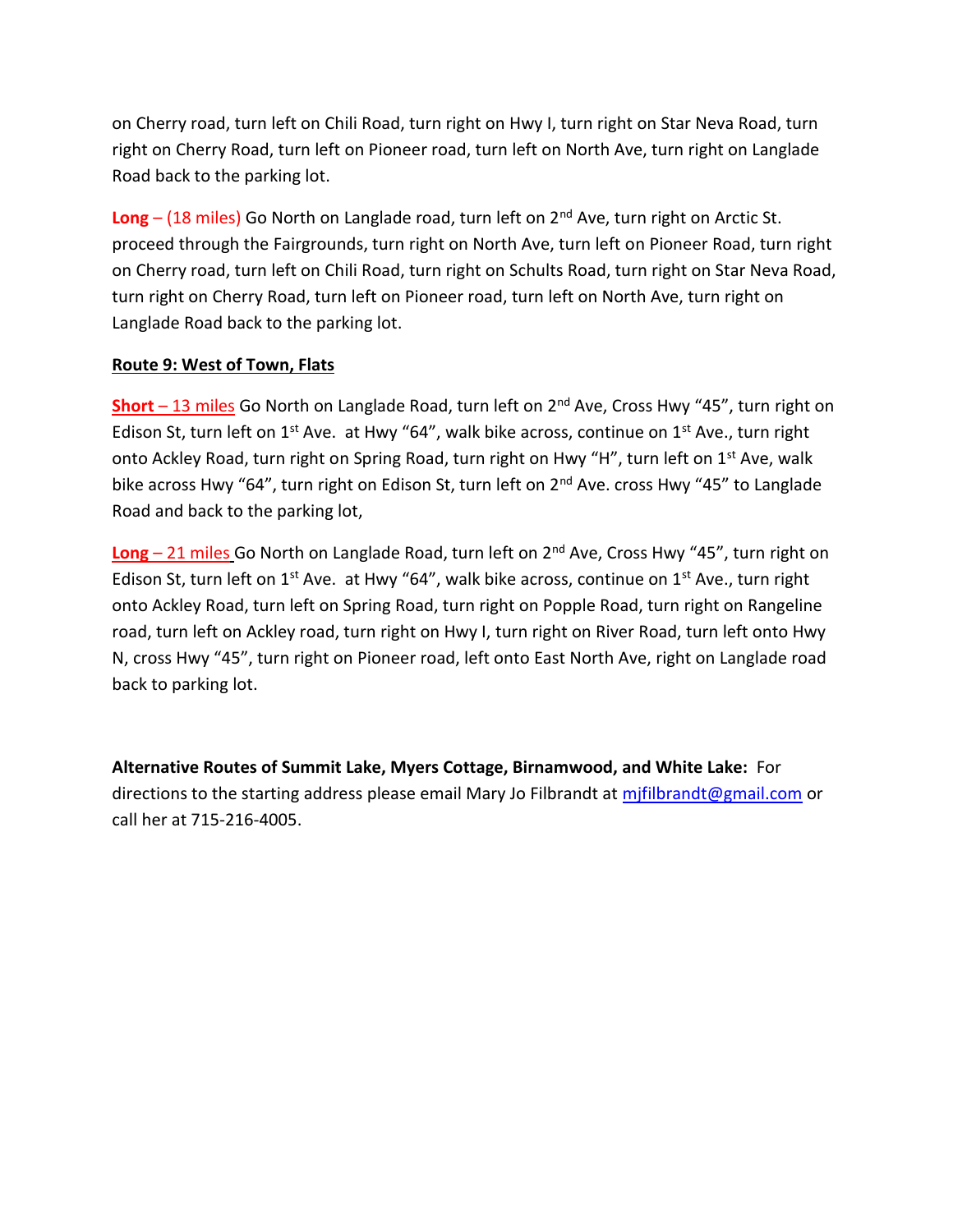on Cherry road, turn left on Chili Road, turn right on Hwy I, turn right on Star Neva Road, turn right on Cherry Road, turn left on Pioneer road, turn left on North Ave, turn right on Langlade Road back to the parking lot.

**Long** – (18 miles) Go North on Langlade road, turn left on 2nd Ave, turn right on Arctic St. proceed through the Fairgrounds, turn right on North Ave, turn left on Pioneer Road, turn right on Cherry road, turn left on Chili Road, turn right on Schults Road, turn right on Star Neva Road, turn right on Cherry Road, turn left on Pioneer road, turn left on North Ave, turn right on Langlade Road back to the parking lot.

**Route 9: West of Town, Flats**

**Short** – 13 miles Go North on Langlade Road, turn left on 2nd Ave, Cross Hwy "45", turn right on Edison St, turn left on 1st Ave. at Hwy "64", walk bike across, continue on 1st Ave., turn right onto Ackley Road, turn right on Spring Road, turn right on Hwy "H", turn left on 1st Ave, walk bike across Hwy "64", turn right on Edison St, turn left on 2nd Ave. cross Hwy "45" to Langlade Road and back to the parking lot,

**Long** – 21 miles Go North on Langlade Road, turn left on 2nd Ave, Cross Hwy "45", turn right on Edison St, turn left on 1st Ave. at Hwy "64", walk bike across, continue on 1st Ave., turn right onto Ackley Road, turn left on Spring Road, turn right on Popple Road, turn right on Rangeline road, turn left on Ackley road, turn right on Hwy I, turn right on River Road, turn left onto Hwy N, cross Hwy "45", turn right on Pioneer road, left onto East North Ave, right on Langlade road back to parking lot.

**Alternative Routes of Summit Lake, Myers Cottage, Birnamwood, and White Lake:** For directions to the starting address please email Mary Jo Filbrandt at mjfilbrandt@gmail.com or call her at 715-216-4005.